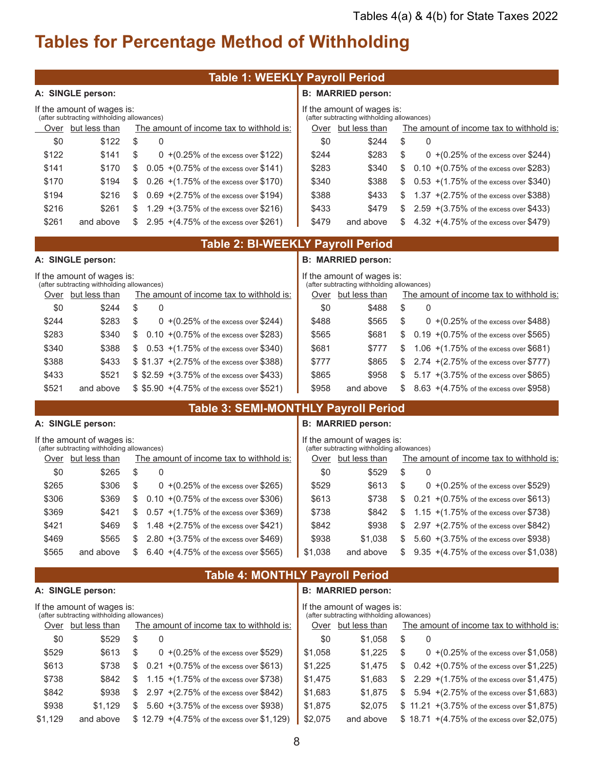Tables 4(a) & 4(b) for State Taxes 2022

# Tables for Percentage Method of Withholding

## Table 1: WEEKLY Payroll Period

**A: SINGLE person:**

If the amount of wages is:
(after subtracting withholding allowances)

| Over | but less than | The amount of income tax to withhold is: |
|---|---|---|
| $0 | $122 | $ 0 |
| $122 | $141 | $ 0 +(0.25% of the excess over $122) |
| $141 | $170 | $ 0.05 +(0.75% of the excess over $141) |
| $170 | $194 | $ 0.26 +(1.75% of the excess over $170) |
| $194 | $216 | $ 0.69 +(2.75% of the excess over $194) |
| $216 | $261 | $ 1.29 +(3.75% of the excess over $216) |
| $261 | and above | $ 2.95 +(4.75% of the excess over $261) |

**B: MARRIED person:**

If the amount of wages is:
(after subtracting withholding allowances)

| Over | but less than | The amount of income tax to withhold is: |
|---|---|---|
| $0 | $244 | $ 0 |
| $244 | $283 | $ 0 +(0.25% of the excess over $244) |
| $283 | $340 | $ 0.10 +(0.75% of the excess over $283) |
| $340 | $388 | $ 0.53 +(1.75% of the excess over $340) |
| $388 | $433 | $ 1.37 +(2.75% of the excess over $388) |
| $433 | $479 | $ 2.59 +(3.75% of the excess over $433) |
| $479 | and above | $ 4.32 +(4.75% of the excess over $479) |

## Table 2: BI-WEEKLY Payroll Period

**A: SINGLE person:**

If the amount of wages is:
(after subtracting withholding allowances)

| Over | but less than | The amount of income tax to withhold is: |
|---|---|---|
| $0 | $244 | $ 0 |
| $244 | $283 | $ 0 +(0.25% of the excess over $244) |
| $283 | $340 | $ 0.10 +(0.75% of the excess over $283) |
| $340 | $388 | $ 0.53 +(1.75% of the excess over $340) |
| $388 | $433 | $ $1.37 +(2.75% of the excess over $388) |
| $433 | $521 | $ $2.59 +(3.75% of the excess over $433) |
| $521 | and above | $ $5.90 +(4.75% of the excess over $521) |

**B: MARRIED person:**

If the amount of wages is:
(after subtracting withholding allowances)

| Over | but less than | The amount of income tax to withhold is: |
|---|---|---|
| $0 | $488 | $ 0 |
| $488 | $565 | $ 0 +(0.25% of the excess over $488) |
| $565 | $681 | $ 0.19 +(0.75% of the excess over $565) |
| $681 | $777 | $ 1.06 +(1.75% of the excess over $681) |
| $777 | $865 | $ 2.74 +(2.75% of the excess over $777) |
| $865 | $958 | $ 5.17 +(3.75% of the excess over $865) |
| $958 | and above | $ 8.63 +(4.75% of the excess over $958) |

## Table 3: SEMI-MONTHLY Payroll Period

**A: SINGLE person:**

If the amount of wages is:
(after subtracting withholding allowances)

| Over | but less than | The amount of income tax to withhold is: |
|---|---|---|
| $0 | $265 | $ 0 |
| $265 | $306 | $ 0 +(0.25% of the excess over $265) |
| $306 | $369 | $ 0.10 +(0.75% of the excess over $306) |
| $369 | $421 | $ 0.57 +(1.75% of the excess over $369) |
| $421 | $469 | $ 1.48 +(2.75% of the excess over $421) |
| $469 | $565 | $ 2.80 +(3.75% of the excess over $469) |
| $565 | and above | $ 6.40 +(4.75% of the excess over $565) |

**B: MARRIED person:**

If the amount of wages is:
(after subtracting withholding allowances)

| Over | but less than | The amount of income tax to withhold is: |
|---|---|---|
| $0 | $529 | $ 0 |
| $529 | $613 | $ 0 +(0.25% of the excess over $529) |
| $613 | $738 | $ 0.21 +(0.75% of the excess over $613) |
| $738 | $842 | $ 1.15 +(1.75% of the excess over $738) |
| $842 | $938 | $ 2.97 +(2.75% of the excess over $842) |
| $938 | $1,038 | $ 5.60 +(3.75% of the excess over $938) |
| $1,038 | and above | $ 9.35 +(4.75% of the excess over $1,038) |

## Table 4: MONTHLY Payroll Period

**A: SINGLE person:**

If the amount of wages is:
(after subtracting withholding allowances)

| Over | but less than | The amount of income tax to withhold is: |
|---|---|---|
| $0 | $529 | $ 0 |
| $529 | $613 | $ 0 +(0.25% of the excess over $529) |
| $613 | $738 | $ 0.21 +(0.75% of the excess over $613) |
| $738 | $842 | $ 1.15 +(1.75% of the excess over $738) |
| $842 | $938 | $ 2.97 +(2.75% of the excess over $842) |
| $938 | $1,129 | $ 5.60 +(3.75% of the excess over $938) |
| $1,129 | and above | $ 12.79 +(4.75% of the excess over $1,129) |

**B: MARRIED person:**

If the amount of wages is:
(after subtracting withholding allowances)

| Over | but less than | The amount of income tax to withhold is: |
|---|---|---|
| $0 | $1,058 | $ 0 |
| $1,058 | $1,225 | $ 0 +(0.25% of the excess over $1,058) |
| $1,225 | $1,475 | $ 0.42 +(0.75% of the excess over $1,225) |
| $1,475 | $1,683 | $ 2.29 +(1.75% of the excess over $1,475) |
| $1,683 | $1,875 | $ 5.94 +(2.75% of the excess over $1,683) |
| $1,875 | $2,075 | $ 11.21 +(3.75% of the excess over $1,875) |
| $2,075 | and above | $ 18.71 +(4.75% of the excess over $2,075) |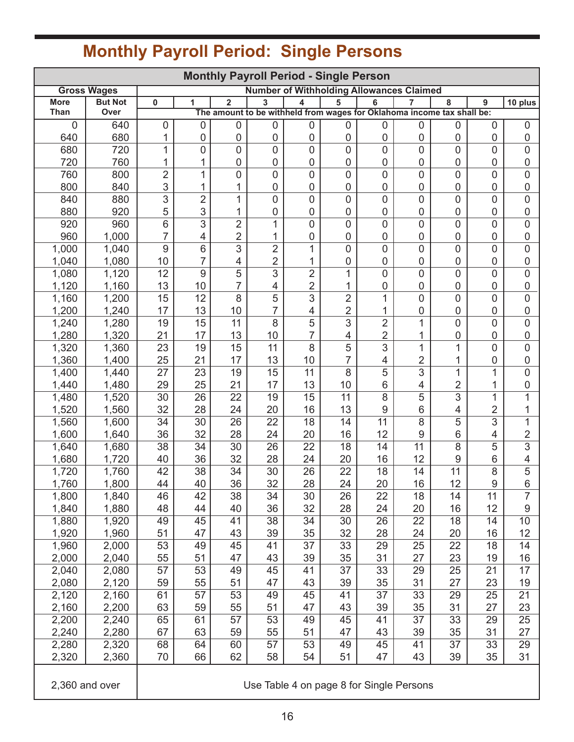# Monthly Payroll Period: Single Persons

| Monthly Payroll Period - Single Person | | | | | | | | | | | | |
|---|---|---|---|---|---|---|---|---|---|---|---|---|
| Gross Wages | | Number of Withholding Allowances Claimed | | | | | | | | | | |
| More Than | But Not Over | 0 | 1 | 2 | 3 | 4 | 5 | 6 | 7 | 8 | 9 | 10 plus |
| | | The amount to be withheld from wages for Oklahoma income tax shall be: | | | | | | | | | | |
| 0 | 640 | 0 | 0 | 0 | 0 | 0 | 0 | 0 | 0 | 0 | 0 | 0 |
| 640 | 680 | 1 | 0 | 0 | 0 | 0 | 0 | 0 | 0 | 0 | 0 | 0 |
| 680 | 720 | 1 | 0 | 0 | 0 | 0 | 0 | 0 | 0 | 0 | 0 | 0 |
| 720 | 760 | 1 | 1 | 0 | 0 | 0 | 0 | 0 | 0 | 0 | 0 | 0 |
| 760 | 800 | 2 | 1 | 0 | 0 | 0 | 0 | 0 | 0 | 0 | 0 | 0 |
| 800 | 840 | 3 | 1 | 1 | 0 | 0 | 0 | 0 | 0 | 0 | 0 | 0 |
| 840 | 880 | 3 | 2 | 1 | 0 | 0 | 0 | 0 | 0 | 0 | 0 | 0 |
| 880 | 920 | 5 | 3 | 1 | 0 | 0 | 0 | 0 | 0 | 0 | 0 | 0 |
| 920 | 960 | 6 | 3 | 2 | 1 | 0 | 0 | 0 | 0 | 0 | 0 | 0 |
| 960 | 1,000 | 7 | 4 | 2 | 1 | 0 | 0 | 0 | 0 | 0 | 0 | 0 |
| 1,000 | 1,040 | 9 | 6 | 3 | 2 | 1 | 0 | 0 | 0 | 0 | 0 | 0 |
| 1,040 | 1,080 | 10 | 7 | 4 | 2 | 1 | 0 | 0 | 0 | 0 | 0 | 0 |
| 1,080 | 1,120 | 12 | 9 | 5 | 3 | 2 | 1 | 0 | 0 | 0 | 0 | 0 |
| 1,120 | 1,160 | 13 | 10 | 7 | 4 | 2 | 1 | 0 | 0 | 0 | 0 | 0 |
| 1,160 | 1,200 | 15 | 12 | 8 | 5 | 3 | 2 | 1 | 0 | 0 | 0 | 0 |
| 1,200 | 1,240 | 17 | 13 | 10 | 7 | 4 | 2 | 1 | 0 | 0 | 0 | 0 |
| 1,240 | 1,280 | 19 | 15 | 11 | 8 | 5 | 3 | 2 | 1 | 0 | 0 | 0 |
| 1,280 | 1,320 | 21 | 17 | 13 | 10 | 7 | 4 | 2 | 1 | 0 | 0 | 0 |
| 1,320 | 1,360 | 23 | 19 | 15 | 11 | 8 | 5 | 3 | 1 | 1 | 0 | 0 |
| 1,360 | 1,400 | 25 | 21 | 17 | 13 | 10 | 7 | 4 | 2 | 1 | 0 | 0 |
| 1,400 | 1,440 | 27 | 23 | 19 | 15 | 11 | 8 | 5 | 3 | 1 | 1 | 0 |
| 1,440 | 1,480 | 29 | 25 | 21 | 17 | 13 | 10 | 6 | 4 | 2 | 1 | 0 |
| 1,480 | 1,520 | 30 | 26 | 22 | 19 | 15 | 11 | 8 | 5 | 3 | 1 | 1 |
| 1,520 | 1,560 | 32 | 28 | 24 | 20 | 16 | 13 | 9 | 6 | 4 | 2 | 1 |
| 1,560 | 1,600 | 34 | 30 | 26 | 22 | 18 | 14 | 11 | 8 | 5 | 3 | 1 |
| 1,600 | 1,640 | 36 | 32 | 28 | 24 | 20 | 16 | 12 | 9 | 6 | 4 | 2 |
| 1,640 | 1,680 | 38 | 34 | 30 | 26 | 22 | 18 | 14 | 11 | 8 | 5 | 3 |
| 1,680 | 1,720 | 40 | 36 | 32 | 28 | 24 | 20 | 16 | 12 | 9 | 6 | 4 |
| 1,720 | 1,760 | 42 | 38 | 34 | 30 | 26 | 22 | 18 | 14 | 11 | 8 | 5 |
| 1,760 | 1,800 | 44 | 40 | 36 | 32 | 28 | 24 | 20 | 16 | 12 | 9 | 6 |
| 1,800 | 1,840 | 46 | 42 | 38 | 34 | 30 | 26 | 22 | 18 | 14 | 11 | 7 |
| 1,840 | 1,880 | 48 | 44 | 40 | 36 | 32 | 28 | 24 | 20 | 16 | 12 | 9 |
| 1,880 | 1,920 | 49 | 45 | 41 | 38 | 34 | 30 | 26 | 22 | 18 | 14 | 10 |
| 1,920 | 1,960 | 51 | 47 | 43 | 39 | 35 | 32 | 28 | 24 | 20 | 16 | 12 |
| 1,960 | 2,000 | 53 | 49 | 45 | 41 | 37 | 33 | 29 | 25 | 22 | 18 | 14 |
| 2,000 | 2,040 | 55 | 51 | 47 | 43 | 39 | 35 | 31 | 27 | 23 | 19 | 16 |
| 2,040 | 2,080 | 57 | 53 | 49 | 45 | 41 | 37 | 33 | 29 | 25 | 21 | 17 |
| 2,080 | 2,120 | 59 | 55 | 51 | 47 | 43 | 39 | 35 | 31 | 27 | 23 | 19 |
| 2,120 | 2,160 | 61 | 57 | 53 | 49 | 45 | 41 | 37 | 33 | 29 | 25 | 21 |
| 2,160 | 2,200 | 63 | 59 | 55 | 51 | 47 | 43 | 39 | 35 | 31 | 27 | 23 |
| 2,200 | 2,240 | 65 | 61 | 57 | 53 | 49 | 45 | 41 | 37 | 33 | 29 | 25 |
| 2,240 | 2,280 | 67 | 63 | 59 | 55 | 51 | 47 | 43 | 39 | 35 | 31 | 27 |
| 2,280 | 2,320 | 68 | 64 | 60 | 57 | 53 | 49 | 45 | 41 | 37 | 33 | 29 |
| 2,320 | 2,360 | 70 | 66 | 62 | 58 | 54 | 51 | 47 | 43 | 39 | 35 | 31 |
| 2,360 and over | | Use Table 4 on page 8 for Single Persons | | | | | | | | | | |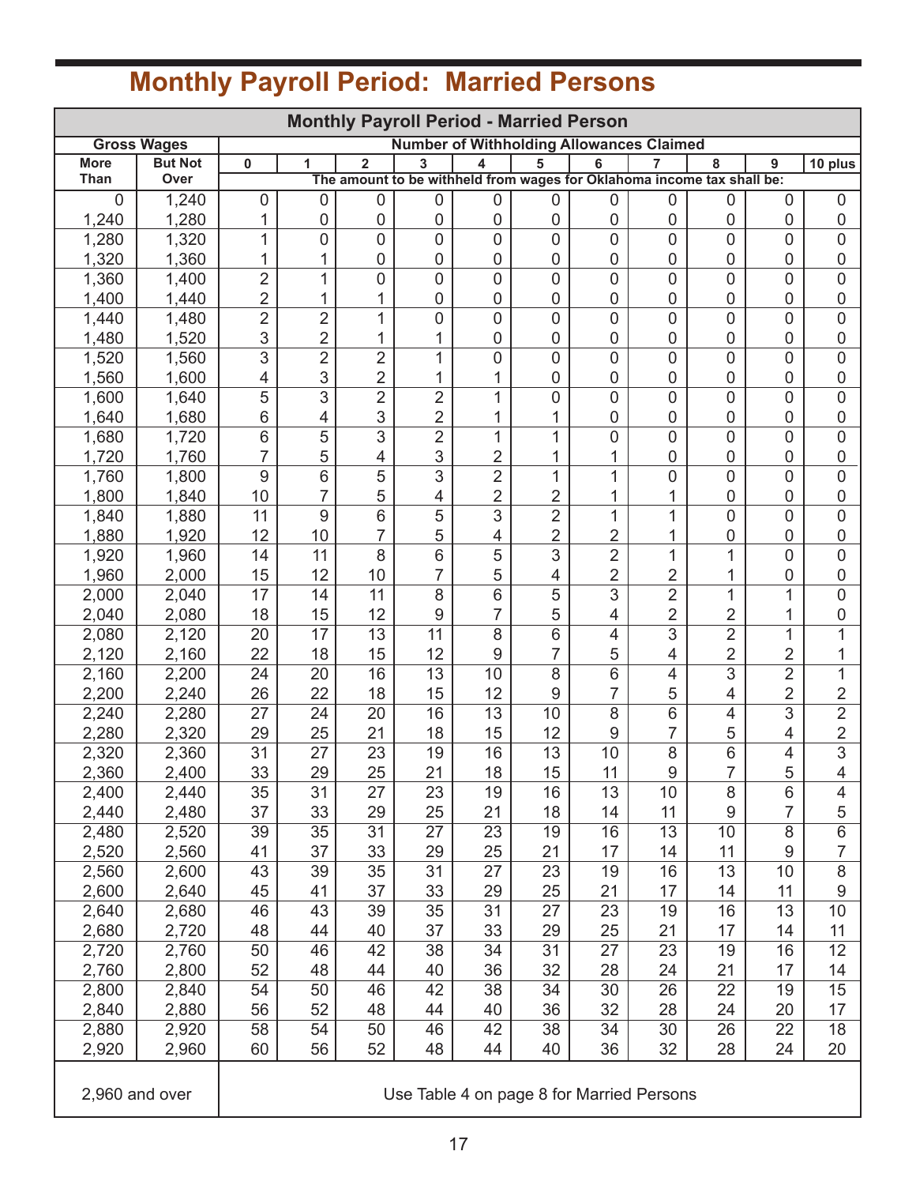# Monthly Payroll Period: Married Persons

| Monthly Payroll Period - Married Person | | | | | | | | | | | | |
|---|---|---|---|---|---|---|---|---|---|---|---|---|
| Gross Wages | | Number of Withholding Allowances Claimed | | | | | | | | | | |
| More Than | But Not Over | 0 | 1 | 2 | 3 | 4 | 5 | 6 | 7 | 8 | 9 | 10 plus |
| | | The amount to be withheld from wages for Oklahoma income tax shall be: | | | | | | | | | | |
| 0 | 1,240 | 0 | 0 | 0 | 0 | 0 | 0 | 0 | 0 | 0 | 0 | 0 |
| 1,240 | 1,280 | 1 | 0 | 0 | 0 | 0 | 0 | 0 | 0 | 0 | 0 | 0 |
| 1,280 | 1,320 | 1 | 0 | 0 | 0 | 0 | 0 | 0 | 0 | 0 | 0 | 0 |
| 1,320 | 1,360 | 1 | 1 | 0 | 0 | 0 | 0 | 0 | 0 | 0 | 0 | 0 |
| 1,360 | 1,400 | 2 | 1 | 0 | 0 | 0 | 0 | 0 | 0 | 0 | 0 | 0 |
| 1,400 | 1,440 | 2 | 1 | 1 | 0 | 0 | 0 | 0 | 0 | 0 | 0 | 0 |
| 1,440 | 1,480 | 2 | 2 | 1 | 0 | 0 | 0 | 0 | 0 | 0 | 0 | 0 |
| 1,480 | 1,520 | 3 | 2 | 1 | 1 | 0 | 0 | 0 | 0 | 0 | 0 | 0 |
| 1,520 | 1,560 | 3 | 2 | 2 | 1 | 0 | 0 | 0 | 0 | 0 | 0 | 0 |
| 1,560 | 1,600 | 4 | 3 | 2 | 1 | 1 | 0 | 0 | 0 | 0 | 0 | 0 |
| 1,600 | 1,640 | 5 | 3 | 2 | 2 | 1 | 0 | 0 | 0 | 0 | 0 | 0 |
| 1,640 | 1,680 | 6 | 4 | 3 | 2 | 1 | 1 | 0 | 0 | 0 | 0 | 0 |
| 1,680 | 1,720 | 6 | 5 | 3 | 2 | 1 | 1 | 0 | 0 | 0 | 0 | 0 |
| 1,720 | 1,760 | 7 | 5 | 4 | 3 | 2 | 1 | 1 | 0 | 0 | 0 | 0 |
| 1,760 | 1,800 | 9 | 6 | 5 | 3 | 2 | 1 | 1 | 0 | 0 | 0 | 0 |
| 1,800 | 1,840 | 10 | 7 | 5 | 4 | 2 | 2 | 1 | 1 | 0 | 0 | 0 |
| 1,840 | 1,880 | 11 | 9 | 6 | 5 | 3 | 2 | 1 | 1 | 0 | 0 | 0 |
| 1,880 | 1,920 | 12 | 10 | 7 | 5 | 4 | 2 | 2 | 1 | 0 | 0 | 0 |
| 1,920 | 1,960 | 14 | 11 | 8 | 6 | 5 | 3 | 2 | 1 | 1 | 0 | 0 |
| 1,960 | 2,000 | 15 | 12 | 10 | 7 | 5 | 4 | 2 | 2 | 1 | 0 | 0 |
| 2,000 | 2,040 | 17 | 14 | 11 | 8 | 6 | 5 | 3 | 2 | 1 | 1 | 0 |
| 2,040 | 2,080 | 18 | 15 | 12 | 9 | 7 | 5 | 4 | 2 | 2 | 1 | 0 |
| 2,080 | 2,120 | 20 | 17 | 13 | 11 | 8 | 6 | 4 | 3 | 2 | 1 | 1 |
| 2,120 | 2,160 | 22 | 18 | 15 | 12 | 9 | 7 | 5 | 4 | 2 | 2 | 1 |
| 2,160 | 2,200 | 24 | 20 | 16 | 13 | 10 | 8 | 6 | 4 | 3 | 2 | 1 |
| 2,200 | 2,240 | 26 | 22 | 18 | 15 | 12 | 9 | 7 | 5 | 4 | 2 | 2 |
| 2,240 | 2,280 | 27 | 24 | 20 | 16 | 13 | 10 | 8 | 6 | 4 | 3 | 2 |
| 2,280 | 2,320 | 29 | 25 | 21 | 18 | 15 | 12 | 9 | 7 | 5 | 4 | 2 |
| 2,320 | 2,360 | 31 | 27 | 23 | 19 | 16 | 13 | 10 | 8 | 6 | 4 | 3 |
| 2,360 | 2,400 | 33 | 29 | 25 | 21 | 18 | 15 | 11 | 9 | 7 | 5 | 4 |
| 2,400 | 2,440 | 35 | 31 | 27 | 23 | 19 | 16 | 13 | 10 | 8 | 6 | 4 |
| 2,440 | 2,480 | 37 | 33 | 29 | 25 | 21 | 18 | 14 | 11 | 9 | 7 | 5 |
| 2,480 | 2,520 | 39 | 35 | 31 | 27 | 23 | 19 | 16 | 13 | 10 | 8 | 6 |
| 2,520 | 2,560 | 41 | 37 | 33 | 29 | 25 | 21 | 17 | 14 | 11 | 9 | 7 |
| 2,560 | 2,600 | 43 | 39 | 35 | 31 | 27 | 23 | 19 | 16 | 13 | 10 | 8 |
| 2,600 | 2,640 | 45 | 41 | 37 | 33 | 29 | 25 | 21 | 17 | 14 | 11 | 9 |
| 2,640 | 2,680 | 46 | 43 | 39 | 35 | 31 | 27 | 23 | 19 | 16 | 13 | 10 |
| 2,680 | 2,720 | 48 | 44 | 40 | 37 | 33 | 29 | 25 | 21 | 17 | 14 | 11 |
| 2,720 | 2,760 | 50 | 46 | 42 | 38 | 34 | 31 | 27 | 23 | 19 | 16 | 12 |
| 2,760 | 2,800 | 52 | 48 | 44 | 40 | 36 | 32 | 28 | 24 | 21 | 17 | 14 |
| 2,800 | 2,840 | 54 | 50 | 46 | 42 | 38 | 34 | 30 | 26 | 22 | 19 | 15 |
| 2,840 | 2,880 | 56 | 52 | 48 | 44 | 40 | 36 | 32 | 28 | 24 | 20 | 17 |
| 2,880 | 2,920 | 58 | 54 | 50 | 46 | 42 | 38 | 34 | 30 | 26 | 22 | 18 |
| 2,920 | 2,960 | 60 | 56 | 52 | 48 | 44 | 40 | 36 | 32 | 28 | 24 | 20 |
| 2,960 and over | | Use Table 4 on page 8 for Married Persons | | | | | | | | | | |